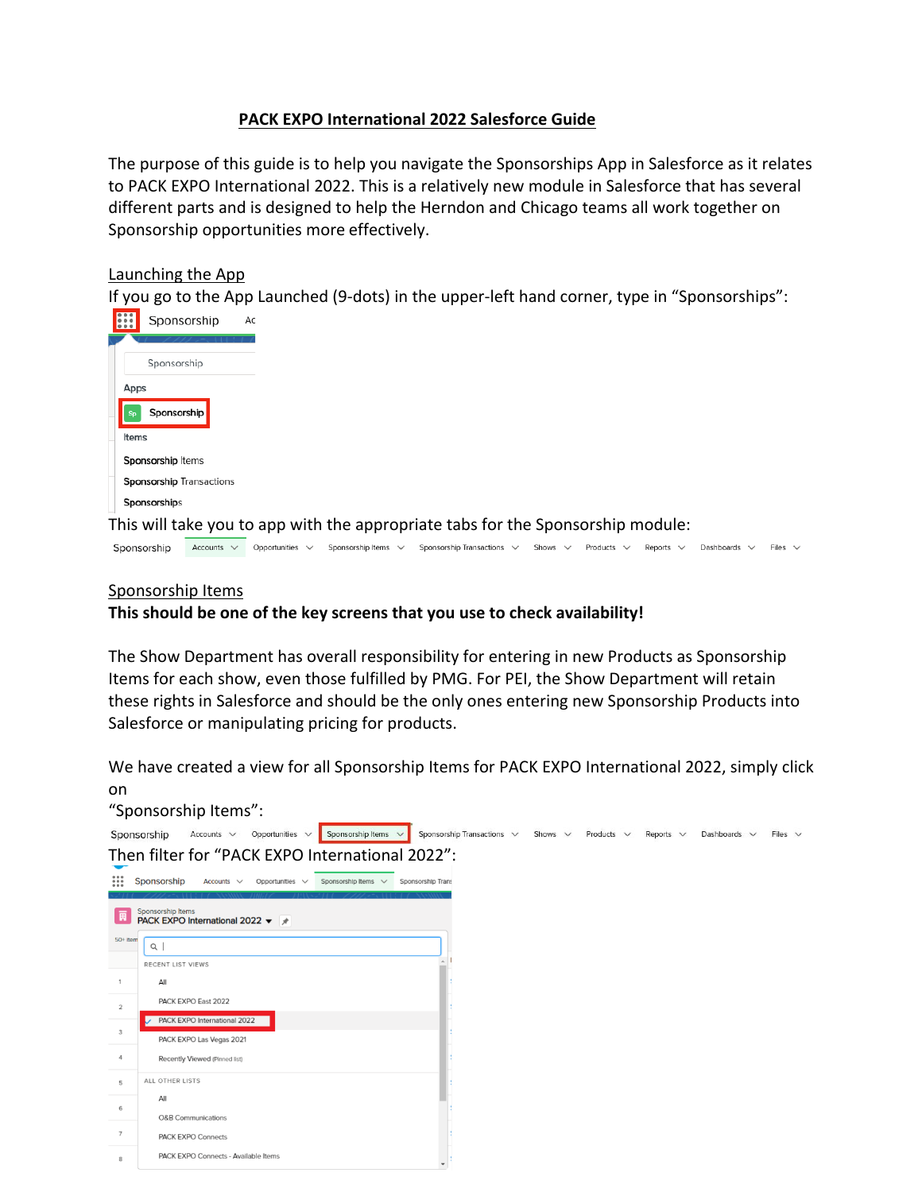# PACK EXPO International 2022 Salesforce Guide

The purpose of this guide is to help you navigate the Sponsorships App in Salesforce as it relates to PACK EXPO International 2022. This is a relatively new module in Salesforce that has several different parts and is designed to help the Herndon and Chicago teams all work together on Sponsorship opportunities more effectively.

## Launching the App

If you go to the App Launched (9-dots) in the upper-left hand corner, type in "Sponsorships":

This will take you to app with the appropriate tabs for the Sponsorship module:

## Sponsorship Items

**This should be one of the key screens that you use to check availability!**

The Show Department has overall responsibility for entering in new Products as Sponsorship Items for each show, even those fulfilled by PMG. For PEI, the Show Department will retain these rights in Salesforce and should be the only ones entering new Sponsorship Products into Salesforce or manipulating pricing for products.

We have created a view for all Sponsorship Items for PACK EXPO International 2022, simply click on "Sponsorship Items":

Then filter for "PACK EXPO International 2022":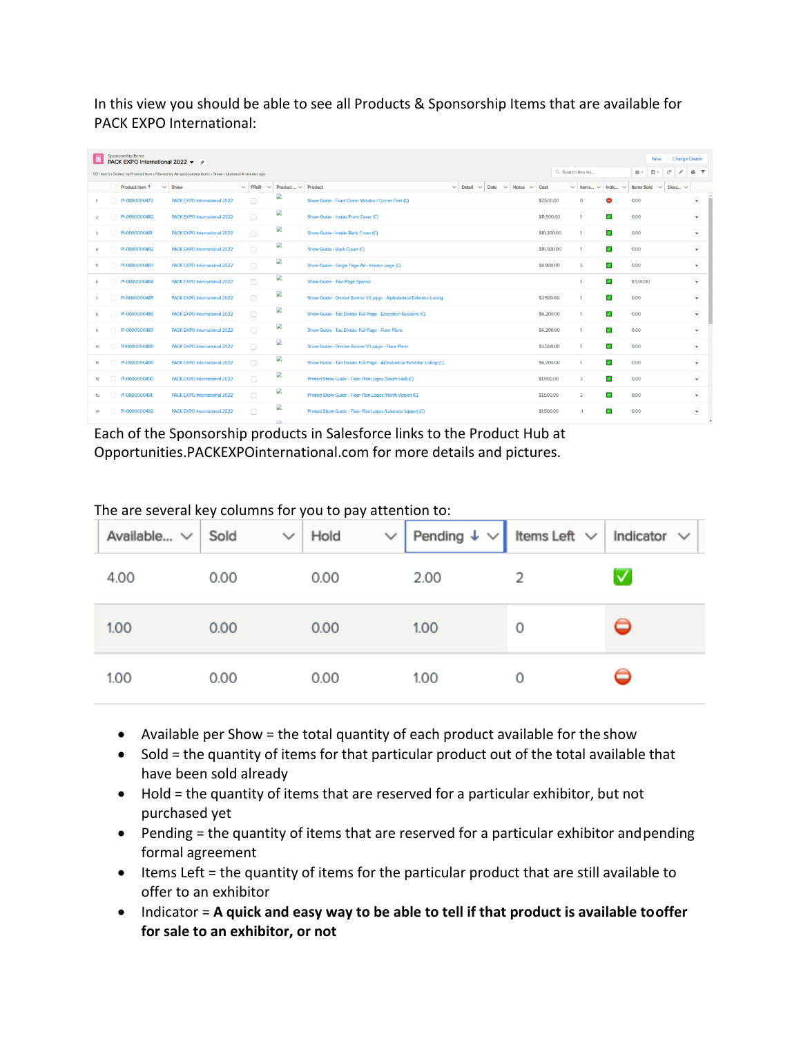In this view you should be able to see all Products & Sponsorship Items that are available for PACK EXPO International:

|  | Product Item ↑ | Show | FRoR | Product ... | Product | Detail | Date | Notes | Cost | Items... | Indic... | Items Sold | Desc... |
|---|---|---|---|---|---|---|---|---|---|---|---|---|---|
| 1 | PI-0000000479 | PACK EXPO International 2022 | | | Show Guide - Front Cover Violator / Corner Peel (C) | | | | $7,500.00 | 0 | ⛔ | 0.00 | |
| 2 | PI-0000000480 | PACK EXPO International 2022 | | | Show Guide - Inside Front Cover (C) | | | | $11,500.00 | 1 | ✅ | 0.00 | |
| 3 | PI-0000000481 | PACK EXPO International 2022 | | | Show Guide - Inside Back Cover (C) | | | | $10,200.00 | 1 | ✅ | 0.00 | |
| 4 | PI-0000000482 | PACK EXPO International 2022 | | | Show Guide - Back Cover (C) | | | | $16,500.00 | 1 | ✅ | 0.00 | |
| 5 | PI-0000000483 | PACK EXPO International 2022 | | | Show Guide - Single Page Ad - Interior page (C) | | | | $4,900.00 | 5 | ✅ | 0.00 | |
| 6 | PI-0000000484 | PACK EXPO International 2022 | | | Show Guide - Two-Page Spread | | | | | 1 | ✅ | 8,500.00 | |
| 7 | PI-0000000485 | PACK EXPO International 2022 | | | Show Guide - Divider Banner 1/3 page - Alphabetical Exhibitor Listing | | | | $3,500.00 | 1 | ✅ | 0.00 | |
| 8 | PI-0000000486 | PACK EXPO International 2022 | | | Show Guide - Tab Divider Full Page - Education Sessions (C) | | | | $6,200.00 | 1 | ✅ | 0.00 | |
| 9 | PI-0000000487 | PACK EXPO International 2022 | | | Show Guide - Tab Divider Full Page - Floor Plans | | | | $6,200.00 | 1 | ✅ | 0.00 | |
| 10 | PI-0000000488 | PACK EXPO International 2022 | | | Show Guide - Divider Banner 1/3 page - Floor Plans | | | | $3,500.00 | 1 | ✅ | 0.00 | |
| 11 | PI-0000000489 | PACK EXPO International 2022 | | | Show Guide - Tab Divider Full Page - Alphabetical Exhibitor Listing (C) | | | | $6,200.00 | 1 | ✅ | 0.00 | |
| 12 | PI-0000000490 | PACK EXPO International 2022 | | | Printed Show Guide - Floor Plan Logos (South Hall) (C) | | | | $1,500.00 | 3 | ✅ | 0.00 | |
| 13 | PI-0000000491 | PACK EXPO International 2022 | | | Printed Show Guide - Floor Plan Logos (North Upper) (C) | | | | $1,500.00 | 3 | ✅ | 0.00 | |
| 14 | PI-0000000492 | PACK EXPO International 2022 | | | Printed Show Guide - Floor Plan Logos (Lakeside Upper) (C) | | | | $1,500.00 | -1 | ✅ | 0.00 | |

Each of the Sponsorship products in Salesforce links to the Product Hub at Opportunities.PACKEXPOInternational.com for more details and pictures.

The are several key columns for you to pay attention to:

| Available... | Sold | Hold | Pending ↓ | Items Left | Indicator |
|---|---|---|---|---|---|
| 4.00 | 0.00 | 0.00 | 2.00 | 2 | ✅ |
| 1.00 | 0.00 | 0.00 | 1.00 | 0 | ⛔ |
| 1.00 | 0.00 | 0.00 | 1.00 | 0 | ⛔ |

- Available per Show = the total quantity of each product available for the show
- Sold = the quantity of items for that particular product out of the total available that have been sold already
- Hold = the quantity of items that are reserved for a particular exhibitor, but not purchased yet
- Pending = the quantity of items that are reserved for a particular exhibitor and pending formal agreement
- Items Left = the quantity of items for the particular product that are still available to offer to an exhibitor
- Indicator = **A quick and easy way to be able to tell if that product is available to offer for sale to an exhibitor, or not**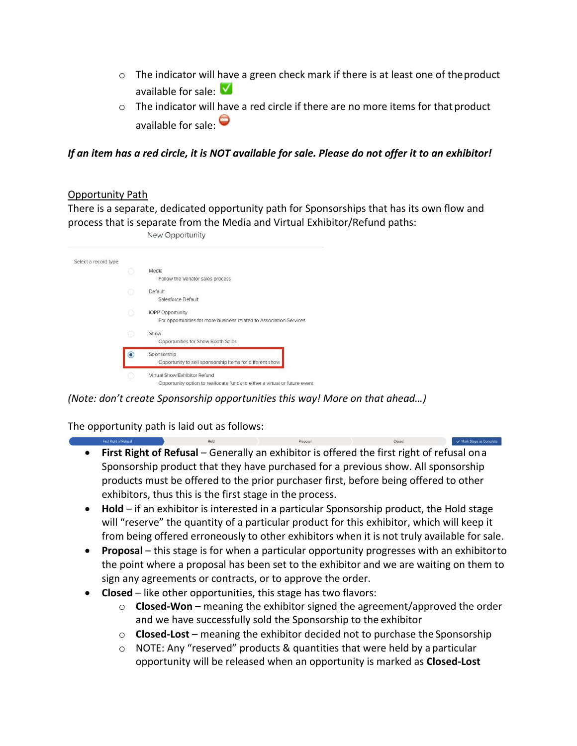- The indicator will have a green check mark if there is at least one of the product available for sale: ✅
  - The indicator will have a red circle if there are no more items for that product available for sale: ⛔

***If an item has a red circle, it is NOT available for sale. Please do not offer it to an exhibitor!***

<u>Opportunity Path</u>

There is a separate, dedicated opportunity path for Sponsorships that has its own flow and process that is separate from the Media and Virtual Exhibitor/Refund paths:

New Opportunity

Select a record type

- Media – Follow the Venator sales process
- Default – Salesforce Default
- IOPP Opportunity – For opportunities for more business related to Association Services
- Show – Opportunities for Show Booth Sales
- Sponsorship – Opportunity to sell sponsorship items for different show
- Virtual Show/Exhibitor Refund – Opportunity option to reallocate funds to either a virtual or future event

*(Note: don't create Sponsorship opportunities this way! More on that ahead…)*

The opportunity path is laid out as follows:

First Right of Refusal → Hold → Proposal → Closed | Mark Stage as Complete

- **First Right of Refusal** – Generally an exhibitor is offered the first right of refusal on a Sponsorship product that they have purchased for a previous show. All sponsorship products must be offered to the prior purchaser first, before being offered to other exhibitors, thus this is the first stage in the process.
- **Hold** – if an exhibitor is interested in a particular Sponsorship product, the Hold stage will "reserve" the quantity of a particular product for this exhibitor, which will keep it from being offered erroneously to other exhibitors when it is not truly available for sale.
- **Proposal** – this stage is for when a particular opportunity progresses with an exhibitor to the point where a proposal has been set to the exhibitor and we are waiting on them to sign any agreements or contracts, or to approve the order.
- **Closed** – like other opportunities, this stage has two flavors:
  - **Closed-Won** – meaning the exhibitor signed the agreement/approved the order and we have successfully sold the Sponsorship to the exhibitor
  - **Closed-Lost** – meaning the exhibitor decided not to purchase the Sponsorship
  - NOTE: Any "reserved" products & quantities that were held by a particular opportunity will be released when an opportunity is marked as **Closed-Lost**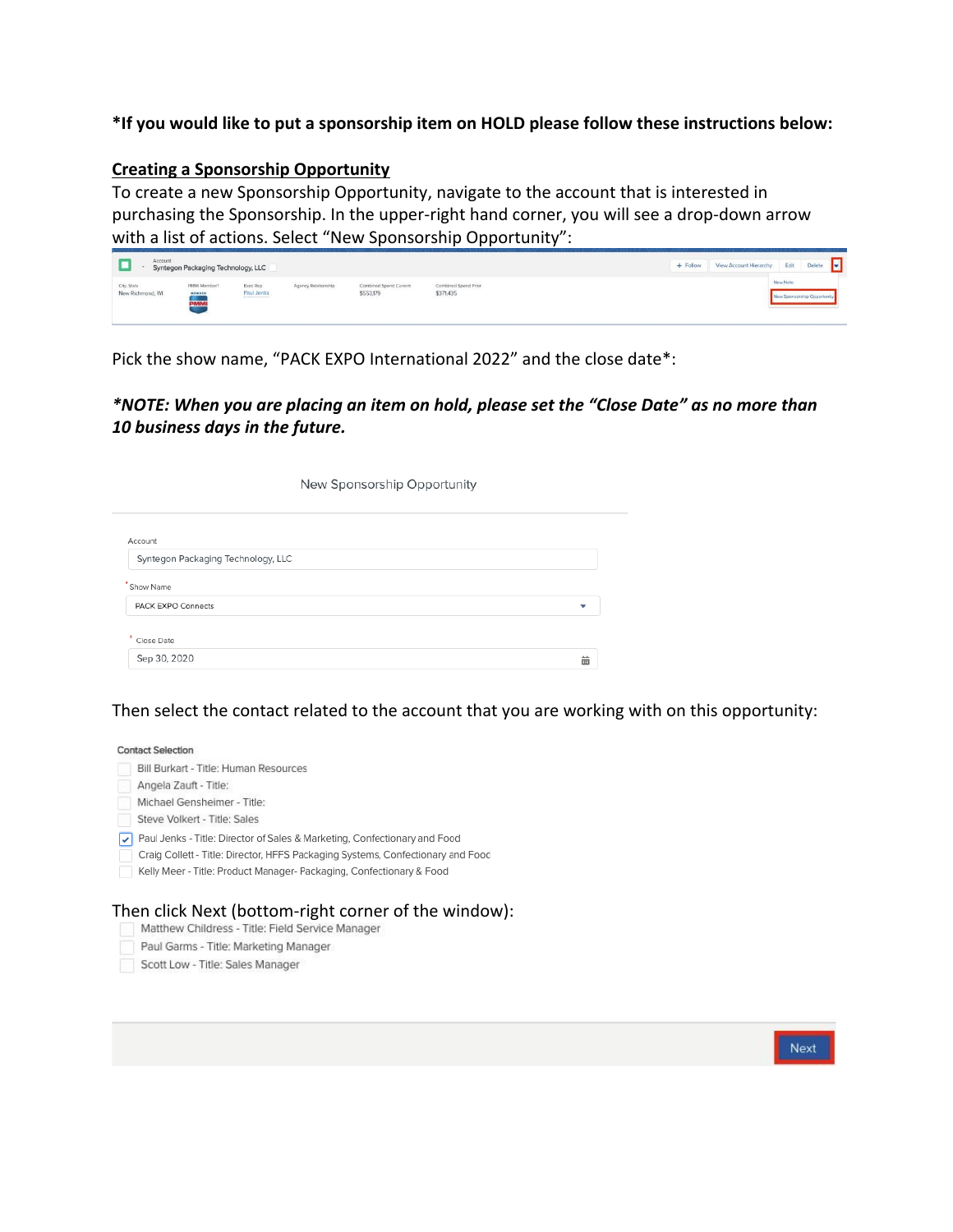**\*If you would like to put a sponsorship item on HOLD please follow these instructions below:**

## <u>Creating a Sponsorship Opportunity</u>

To create a new Sponsorship Opportunity, navigate to the account that is interested in purchasing the Sponsorship. In the upper-right hand corner, you will see a drop-down arrow with a list of actions. Select "New Sponsorship Opportunity":

Pick the show name, "PACK EXPO International 2022" and the close date*:

***NOTE: When you are placing an item on hold, please set the "Close Date" as no more than 10 business days in the future.***

Then select the contact related to the account that you are working with on this opportunity:

Then click Next (bottom-right corner of the window):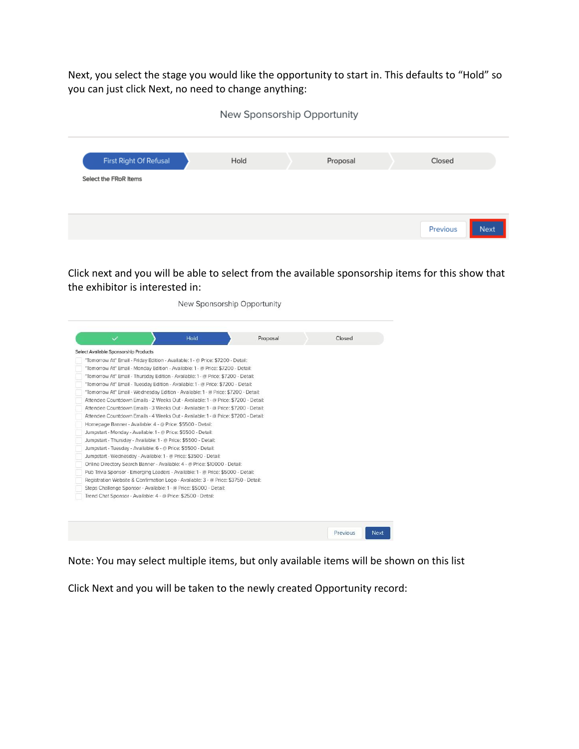Next, you select the stage you would like the opportunity to start in. This defaults to "Hold" so you can just click Next, no need to change anything:

New Sponsorship Opportunity

First Right Of Refusal | Hold | Proposal | Closed

Select the FRoR Items

Previous | Next

Click next and you will be able to select from the available sponsorship items for this show that the exhibitor is interested in:

New Sponsorship Opportunity

✓ | Hold | Proposal | Closed

Select Available Sponsorship Products

- "Tomorrow At" Email - Friday Edition - Available: 1 - @ Price: $7200 - Detail:
- "Tomorrow At" Email - Monday Edition - Available: 1 - @ Price: $7200 - Detail:
- "Tomorrow At" Email - Thursday Edition - Available: 1 - @ Price: $7200 - Detail:
- "Tomorrow At" Email - Tuesday Edition - Available: 1 - @ Price: $7200 - Detail:
- "Tomorrow At" Email - Wednesday Edition - Available: 1 - @ Price: $7200 - Detail:
- Attendee Countdown Emails - 2 Weeks Out - Available: 1 - @ Price: $7200 - Detail:
- Attendee Countdown Emails - 3 Weeks Out - Available: 1 - @ Price: $7200 - Detail:
- Attendee Countdown Emails - 4 Weeks Out - Available: 1 - @ Price: $7200 - Detail:
- Homepage Banner - Available: 4 - @ Price: $5500 - Detail:
- Jumpstart - Monday - Available: 1 - @ Price: $5500 - Detail:
- Jumpstart - Thursday - Available: 1 - @ Price: $5500 - Detail:
- Jumpstart - Tuesday - Available: 6 - @ Price: $5500 - Detail:
- Jumpstart - Wednesday - Available: 1 - @ Price: $3500 - Detail:
- Online Directory Search Banner - Available: 4 - @ Price: $10000 - Detail:
- Pub Trivia Sponsor - Emerging Leaders - Available: 1 - @ Price: $5000 - Detail:
- Registration Website & Confirmation Logo - Available: 3 - @ Price: $3750 - Detail:
- Steps Challenge Sponsor - Available: 1 - @ Price: $5000 - Detail:
- Trend Chat Sponsor - Available: 4 - @ Price: $2500 - Detail:

Previous | Next

Note: You may select multiple items, but only available items will be shown on this list

Click Next and you will be taken to the newly created Opportunity record: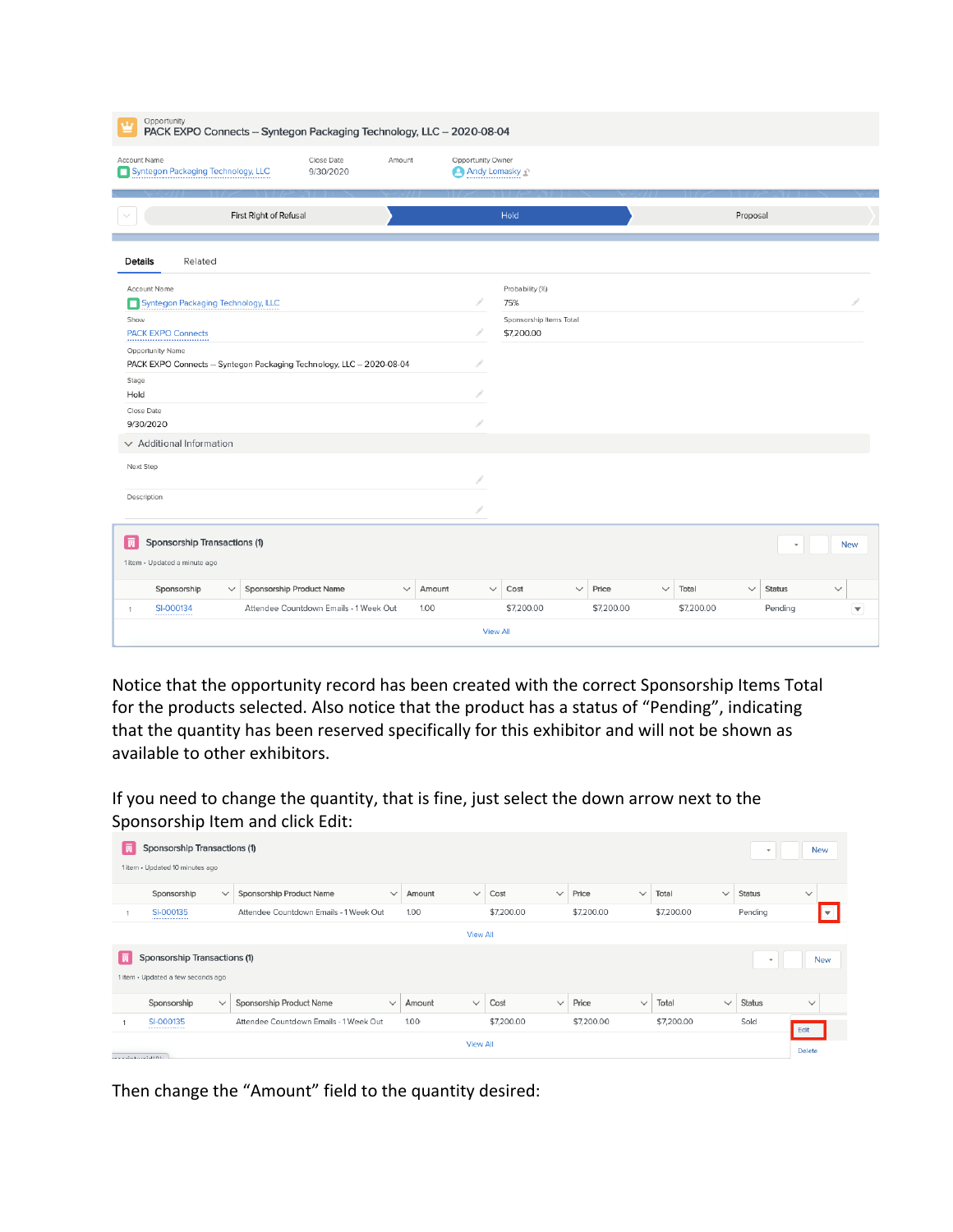Opportunity
PACK EXPO Connects – Syntegon Packaging Technology, LLC – 2020-08-04

Account Name: Syntegon Packaging Technology, LLC
Close Date: 9/30/2020
Amount:
Opportunity Owner: Andy Lomasky

First Right of Refusal | Hold | Proposal

Details | Related

Account Name: Syntegon Packaging Technology, LLC
Show: PACK EXPO Connects
Opportunity Name: PACK EXPO Connects – Syntegon Packaging Technology, LLC – 2020-08-04
Stage: Hold
Close Date: 9/30/2020

Probability (%): 75%
Sponsorship Items Total: $7,200.00

Additional Information

Next Step

Description

Sponsorship Transactions (1)

1 item • Updated a minute ago

| | Sponsorship | Sponsorship Product Name | Amount | Cost | Price | Total | Status |
|---|---|---|---|---|---|---|---|
| 1 | SI-000134 | Attendee Countdown Emails - 1 Week Out | 1.00 | $7,200.00 | $7,200.00 | $7,200.00 | Pending |

View All

Notice that the opportunity record has been created with the correct Sponsorship Items Total for the products selected. Also notice that the product has a status of "Pending", indicating that the quantity has been reserved specifically for this exhibitor and will not be shown as available to other exhibitors.

If you need to change the quantity, that is fine, just select the down arrow next to the Sponsorship Item and click Edit:

Sponsorship Transactions (1)

1 item • Updated 10 minutes ago

| | Sponsorship | Sponsorship Product Name | Amount | Cost | Price | Total | Status |
|---|---|---|---|---|---|---|---|
| 1 | SI-000135 | Attendee Countdown Emails - 1 Week Out | 1.00 | $7,200.00 | $7,200.00 | $7,200.00 | Pending |

View All

Sponsorship Transactions (1)

1 item • Updated a few seconds ago

| | Sponsorship | Sponsorship Product Name | Amount | Cost | Price | Total | Status |
|---|---|---|---|---|---|---|---|
| 1 | SI-000135 | Attendee Countdown Emails - 1 Week Out | 1.00 | $7,200.00 | $7,200.00 | $7,200.00 | Sold |

Edit
Delete

View All

Then change the "Amount" field to the quantity desired: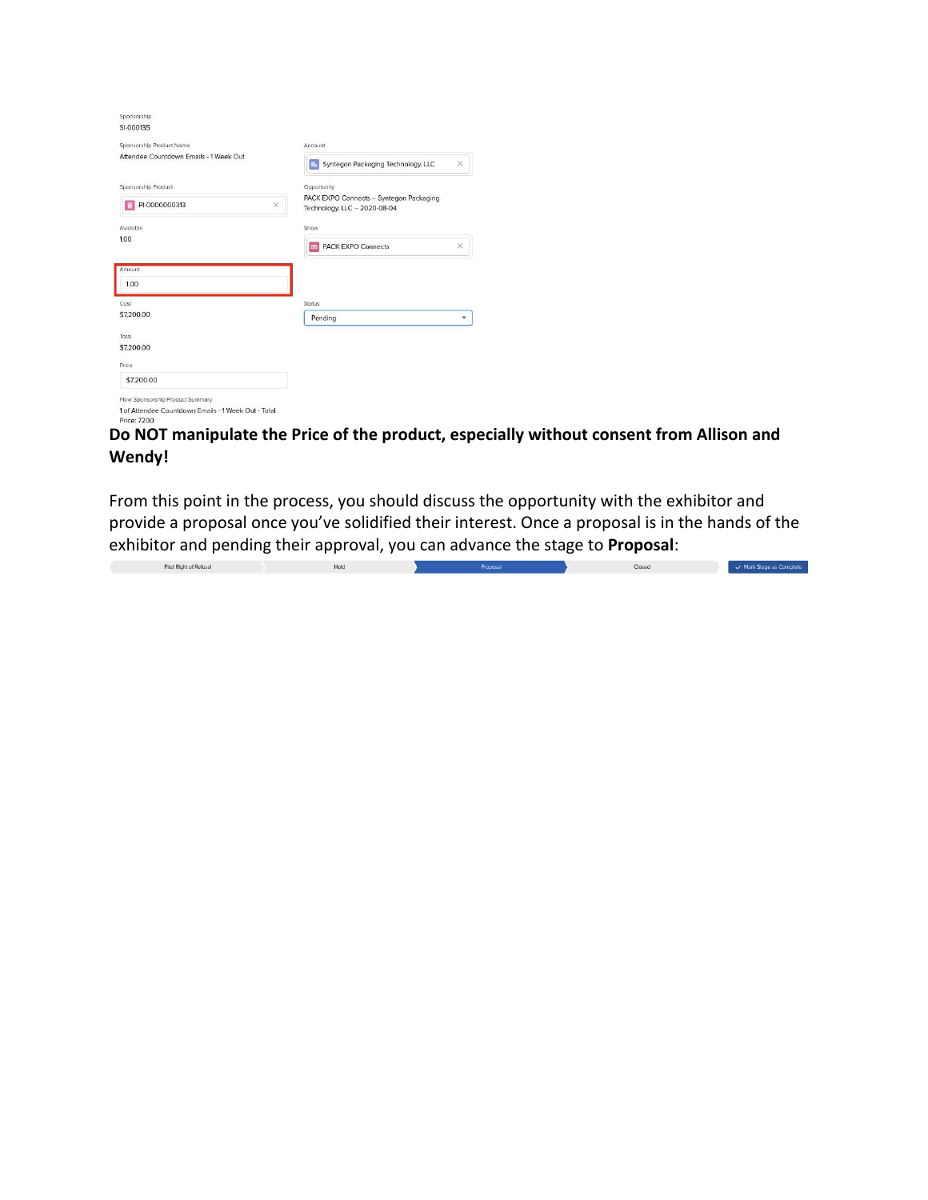Sponsorship
SI-000135

Sponsorship Product Name
Attendee Countdown Emails - 1 Week Out

Account
Syntegon Packaging Technology, LLC

Sponsorship Product
PI-0000000313

Opportunity
PACK EXPO Connects -- Syntegon Packaging Technology, LLC -- 2020-08-04

Available
1.00

Show
PACK EXPO Connects

Amount
1.00

Cost
$7,200.00

Status
Pending

Total
$7,200.00

Price
$7,200.00

Flow Sponsorship Product Summary
1 of Attendee Countdown Emails - 1 Week Out - Total Price: 7200

**Do NOT manipulate the Price of the product, especially without consent from Allison and Wendy!**

From this point in the process, you should discuss the opportunity with the exhibitor and provide a proposal once you've solidified their interest. Once a proposal is in the hands of the exhibitor and pending their approval, you can advance the stage to **Proposal**:

First Right of Refusal | Hold | Proposal | Closed | Mark Stage as Complete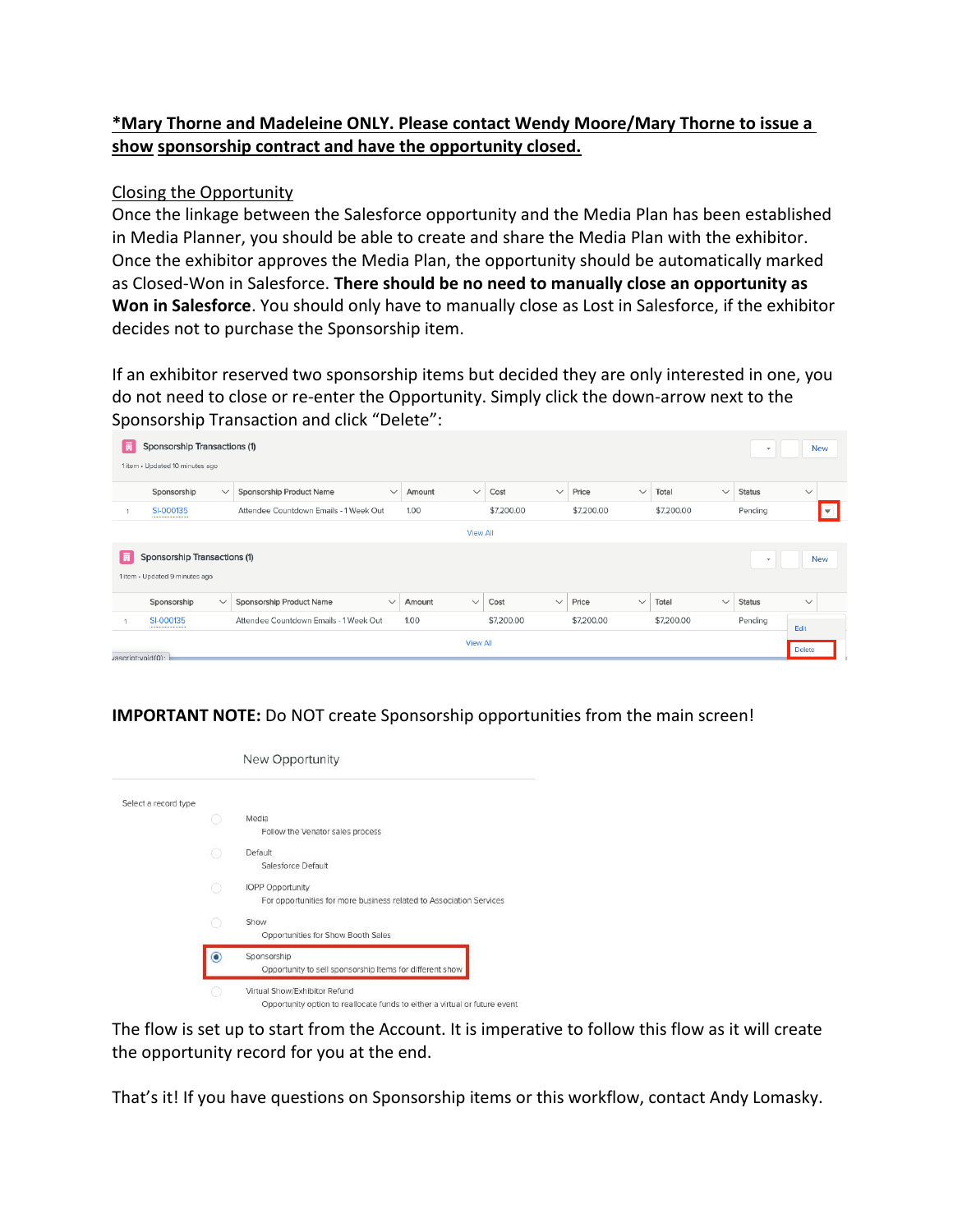***Mary Thorne and Madeleine ONLY. Please contact Wendy Moore/Mary Thorne to issue a show sponsorship contract and have the opportunity closed.**

Closing the Opportunity

Once the linkage between the Salesforce opportunity and the Media Plan has been established in Media Planner, you should be able to create and share the Media Plan with the exhibitor. Once the exhibitor approves the Media Plan, the opportunity should be automatically marked as Closed-Won in Salesforce. **There should be no need to manually close an opportunity as Won in Salesforce**. You should only have to manually close as Lost in Salesforce, if the exhibitor decides not to purchase the Sponsorship item.

If an exhibitor reserved two sponsorship items but decided they are only interested in one, you do not need to close or re-enter the Opportunity. Simply click the down-arrow next to the Sponsorship Transaction and click "Delete":

Sponsorship Transactions (1)

1 item • Updated 10 minutes ago

| | Sponsorship | Sponsorship Product Name | Amount | Cost | Price | Total | Status |
|---|---|---|---|---|---|---|---|
| 1 | SI-000135 | Attendee Countdown Emails - 1 Week Out | 1.00 | $7,200.00 | $7,200.00 | $7,200.00 | Pending |

View All

Sponsorship Transactions (1)

1 item • Updated 9 minutes ago

| | Sponsorship | Sponsorship Product Name | Amount | Cost | Price | Total | Status |
|---|---|---|---|---|---|---|---|
| 1 | SI-000135 | Attendee Countdown Emails - 1 Week Out | 1.00 | $7,200.00 | $7,200.00 | $7,200.00 | Pending |

Edit

Delete

View All

**IMPORTANT NOTE:** Do NOT create Sponsorship opportunities from the main screen!

New Opportunity

Select a record type

- Media – Follow the Venator sales process
- Default – Salesforce Default
- IOPP Opportunity – For opportunities for more business related to Association Services
- Show – Opportunities for Show Booth Sales
- Sponsorship – Opportunity to sell sponsorship Items for different show
- Virtual Show/Exhibitor Refund – Opportunity option to reallocate funds to either a virtual or future event

The flow is set up to start from the Account. It is imperative to follow this flow as it will create the opportunity record for you at the end.

That's it! If you have questions on Sponsorship items or this workflow, contact Andy Lomasky.